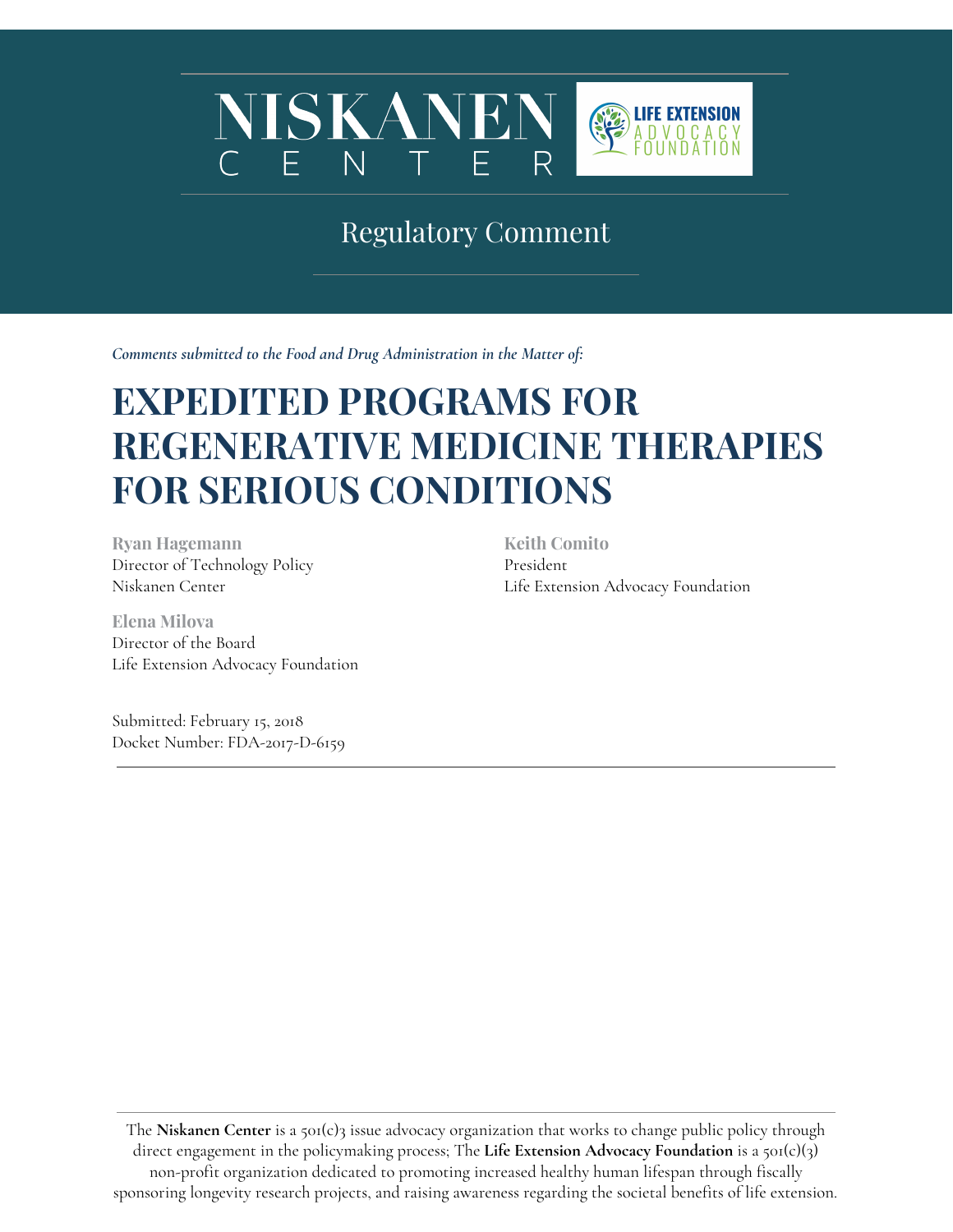NISKANEN CENTER

LIFE EXTENSION ADVOCACY FOUNDATION

Regulatory Comment

*Comments submitted to the Food and Drug Administration in the Matter of:*

# EXPEDITED PROGRAMS FOR REGENERATIVE MEDICINE THERAPIES FOR SERIOUS CONDITIONS

**Ryan Hagemann**
Director of Technology Policy
Niskanen Center

**Elena Milova**
Director of the Board
Life Extension Advocacy Foundation

**Keith Comito**
President
Life Extension Advocacy Foundation

Submitted: February 15, 2018
Docket Number: FDA-2017-D-6159

---

The **Niskanen Center** is a 501(c)3 issue advocacy organization that works to change public policy through direct engagement in the policymaking process; The **Life Extension Advocacy Foundation** is a 501(c)(3) non-profit organization dedicated to promoting increased healthy human lifespan through fiscally sponsoring longevity research projects, and raising awareness regarding the societal benefits of life extension.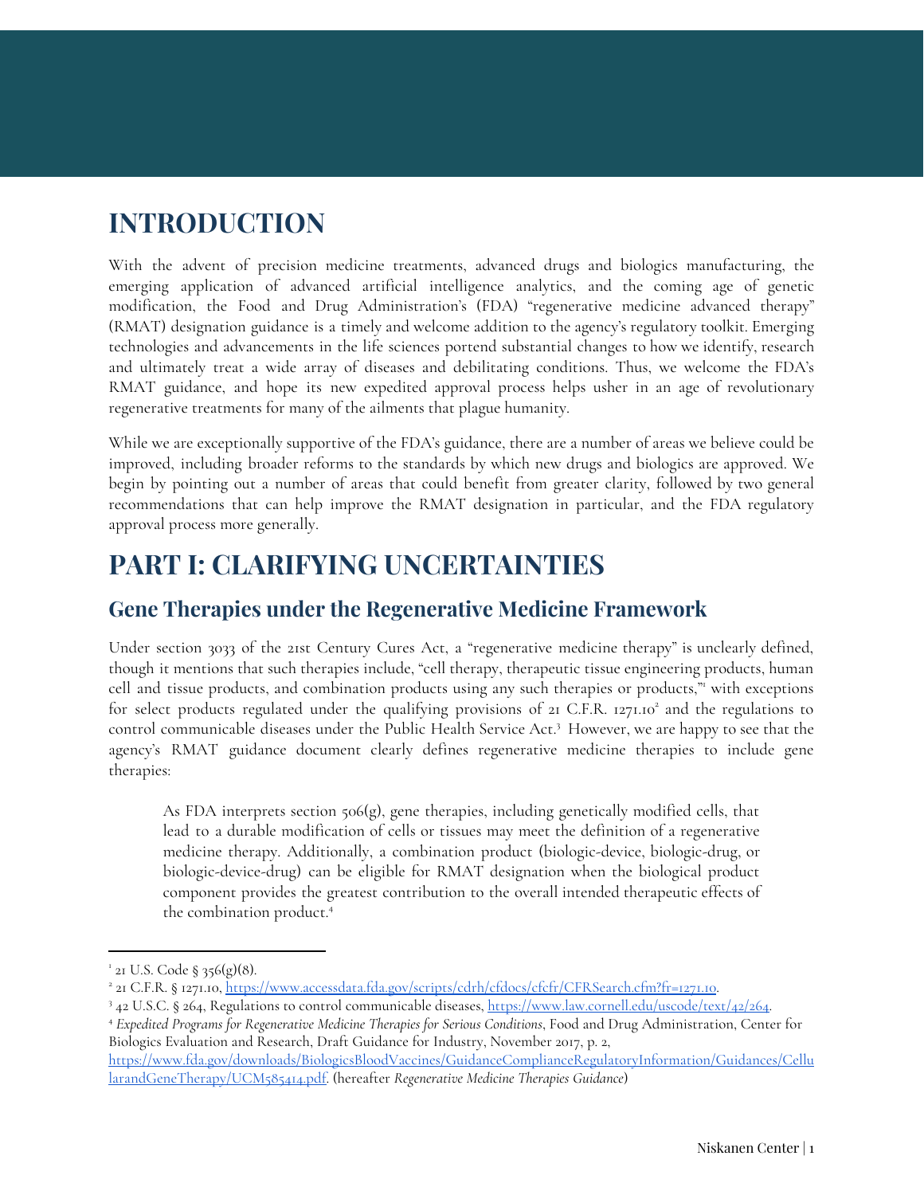# INTRODUCTION

With the advent of precision medicine treatments, advanced drugs and biologics manufacturing, the emerging application of advanced artificial intelligence analytics, and the coming age of genetic modification, the Food and Drug Administration's (FDA) "regenerative medicine advanced therapy" (RMAT) designation guidance is a timely and welcome addition to the agency's regulatory toolkit. Emerging technologies and advancements in the life sciences portend substantial changes to how we identify, research and ultimately treat a wide array of diseases and debilitating conditions. Thus, we welcome the FDA's RMAT guidance, and hope its new expedited approval process helps usher in an age of revolutionary regenerative treatments for many of the ailments that plague humanity.

While we are exceptionally supportive of the FDA's guidance, there are a number of areas we believe could be improved, including broader reforms to the standards by which new drugs and biologics are approved. We begin by pointing out a number of areas that could benefit from greater clarity, followed by two general recommendations that can help improve the RMAT designation in particular, and the FDA regulatory approval process more generally.

# PART I: CLARIFYING UNCERTAINTIES

## Gene Therapies under the Regenerative Medicine Framework

Under section 3033 of the 21st Century Cures Act, a "regenerative medicine therapy" is unclearly defined, though it mentions that such therapies include, "cell therapy, therapeutic tissue engineering products, human cell and tissue products, and combination products using any such therapies or products,"[1] with exceptions for select products regulated under the qualifying provisions of 21 C.F.R. 1271.10[2] and the regulations to control communicable diseases under the Public Health Service Act.[3] However, we are happy to see that the agency's RMAT guidance document clearly defines regenerative medicine therapies to include gene therapies:

> As FDA interprets section 506(g), gene therapies, including genetically modified cells, that lead to a durable modification of cells or tissues may meet the definition of a regenerative medicine therapy. Additionally, a combination product (biologic-device, biologic-drug, or biologic-device-drug) can be eligible for RMAT designation when the biological product component provides the greatest contribution to the overall intended therapeutic effects of the combination product.[4]

---

[1] 21 U.S. Code § 356(g)(8).

[2] 21 C.F.R. § 1271.10, https://www.accessdata.fda.gov/scripts/cdrh/cfdocs/cfcfr/CFRSearch.cfm?fr=1271.10.

[3] 42 U.S.C. § 264, Regulations to control communicable diseases, https://www.law.cornell.edu/uscode/text/42/264.

[4] *Expedited Programs for Regenerative Medicine Therapies for Serious Conditions*, Food and Drug Administration, Center for Biologics Evaluation and Research, Draft Guidance for Industry, November 2017, p. 2, https://www.fda.gov/downloads/BiologicsBloodVaccines/GuidanceComplianceRegulatoryInformation/Guidances/CellularandGeneTherapy/UCM585414.pdf. (hereafter *Regenerative Medicine Therapies Guidance*)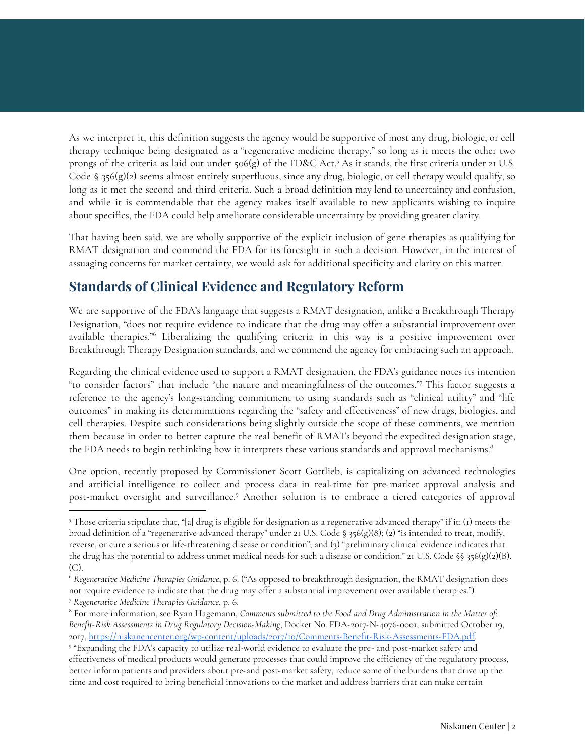As we interpret it, this definition suggests the agency would be supportive of most any drug, biologic, or cell therapy technique being designated as a "regenerative medicine therapy," so long as it meets the other two prongs of the criteria as laid out under 506(g) of the FD&C Act.[5] As it stands, the first criteria under 21 U.S. Code § 356(g)(2) seems almost entirely superfluous, since any drug, biologic, or cell therapy would qualify, so long as it met the second and third criteria. Such a broad definition may lend to uncertainty and confusion, and while it is commendable that the agency makes itself available to new applicants wishing to inquire about specifics, the FDA could help ameliorate considerable uncertainty by providing greater clarity.

That having been said, we are wholly supportive of the explicit inclusion of gene therapies as qualifying for RMAT designation and commend the FDA for its foresight in such a decision. However, in the interest of assuaging concerns for market certainty, we would ask for additional specificity and clarity on this matter.

## Standards of Clinical Evidence and Regulatory Reform

We are supportive of the FDA's language that suggests a RMAT designation, unlike a Breakthrough Therapy Designation, "does not require evidence to indicate that the drug may offer a substantial improvement over available therapies."[6] Liberalizing the qualifying criteria in this way is a positive improvement over Breakthrough Therapy Designation standards, and we commend the agency for embracing such an approach.

Regarding the clinical evidence used to support a RMAT designation, the FDA's guidance notes its intention "to consider factors" that include "the nature and meaningfulness of the outcomes."[7] This factor suggests a reference to the agency's long-standing commitment to using standards such as "clinical utility" and "life outcomes" in making its determinations regarding the "safety and effectiveness" of new drugs, biologics, and cell therapies. Despite such considerations being slightly outside the scope of these comments, we mention them because in order to better capture the real benefit of RMATs beyond the expedited designation stage, the FDA needs to begin rethinking how it interprets these various standards and approval mechanisms.[8]

One option, recently proposed by Commissioner Scott Gottlieb, is capitalizing on advanced technologies and artificial intelligence to collect and process data in real-time for pre-market approval analysis and post-market oversight and surveillance.[9] Another solution is to embrace a tiered categories of approval

---

[5] Those criteria stipulate that, "[a] drug is eligible for designation as a regenerative advanced therapy" if it: (1) meets the broad definition of a "regenerative advanced therapy" under 21 U.S. Code § 356(g)(8); (2) "is intended to treat, modify, reverse, or cure a serious or life-threatening disease or condition"; and (3) "preliminary clinical evidence indicates that the drug has the potential to address unmet medical needs for such a disease or condition." 21 U.S. Code §§ 356(g)(2)(B), (C).

[6] *Regenerative Medicine Therapies Guidance*, p. 6. ("As opposed to breakthrough designation, the RMAT designation does not require evidence to indicate that the drug may offer a substantial improvement over available therapies.")

[7] *Regenerative Medicine Therapies Guidance*, p. 6.

[8] For more information, see Ryan Hagemann, *Comments submitted to the Food and Drug Administration in the Matter of: Benefit-Risk Assessments in Drug Regulatory Decision-Making*, Docket No. FDA-2017-N-4076-0001, submitted October 19, 2017, https://niskanencenter.org/wp-content/uploads/2017/10/Comments-Benefit-Risk-Assessments-FDA.pdf.

[9] "Expanding the FDA's capacity to utilize real-world evidence to evaluate the pre- and post-market safety and effectiveness of medical products would generate processes that could improve the efficiency of the regulatory process, better inform patients and providers about pre-and post-market safety, reduce some of the burdens that drive up the time and cost required to bring beneficial innovations to the market and address barriers that can make certain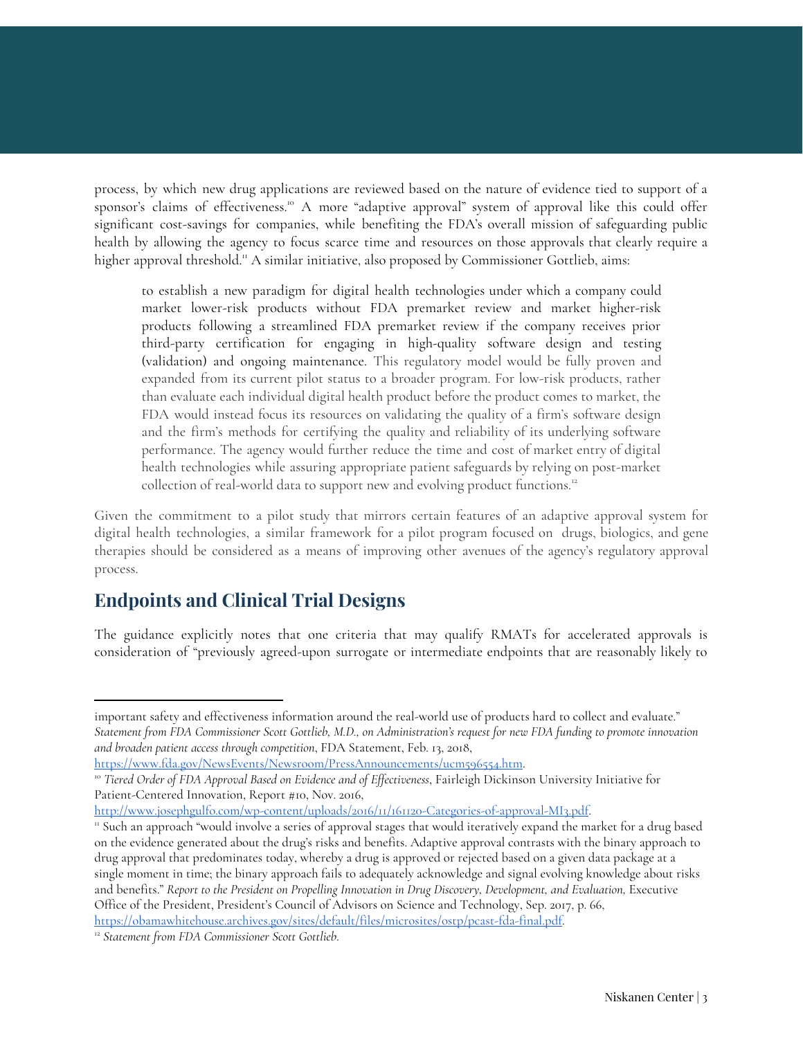process, by which new drug applications are reviewed based on the nature of evidence tied to support of a sponsor's claims of effectiveness.[10] A more "adaptive approval" system of approval like this could offer significant cost-savings for companies, while benefiting the FDA's overall mission of safeguarding public health by allowing the agency to focus scarce time and resources on those approvals that clearly require a higher approval threshold.[11] A similar initiative, also proposed by Commissioner Gottlieb, aims:

> to establish a new paradigm for digital health technologies under which a company could market lower-risk products without FDA premarket review and market higher-risk products following a streamlined FDA premarket review if the company receives prior third-party certification for engaging in high-quality software design and testing (validation) and ongoing maintenance. This regulatory model would be fully proven and expanded from its current pilot status to a broader program. For low-risk products, rather than evaluate each individual digital health product before the product comes to market, the FDA would instead focus its resources on validating the quality of a firm's software design and the firm's methods for certifying the quality and reliability of its underlying software performance. The agency would further reduce the time and cost of market entry of digital health technologies while assuring appropriate patient safeguards by relying on post-market collection of real-world data to support new and evolving product functions.[12]

Given the commitment to a pilot study that mirrors certain features of an adaptive approval system for digital health technologies, a similar framework for a pilot program focused on drugs, biologics, and gene therapies should be considered as a means of improving other avenues of the agency's regulatory approval process.

## Endpoints and Clinical Trial Designs

The guidance explicitly notes that one criteria that may qualify RMATs for accelerated approvals is consideration of "previously agreed-upon surrogate or intermediate endpoints that are reasonably likely to

---

important safety and effectiveness information around the real-world use of products hard to collect and evaluate." *Statement from FDA Commissioner Scott Gottlieb, M.D., on Administration's request for new FDA funding to promote innovation and broaden patient access through competition*, FDA Statement, Feb. 13, 2018, https://www.fda.gov/NewsEvents/Newsroom/PressAnnouncements/ucm596554.htm.

[10] *Tiered Order of FDA Approval Based on Evidence and of Effectiveness*, Fairleigh Dickinson University Initiative for Patient-Centered Innovation, Report #10, Nov. 2016, http://www.josephgulfo.com/wp-content/uploads/2016/11/161120-Categories-of-approval-MI3.pdf.

[11] Such an approach "would involve a series of approval stages that would iteratively expand the market for a drug based on the evidence generated about the drug's risks and benefits. Adaptive approval contrasts with the binary approach to drug approval that predominates today, whereby a drug is approved or rejected based on a given data package at a single moment in time; the binary approach fails to adequately acknowledge and signal evolving knowledge about risks and benefits." *Report to the President on Propelling Innovation in Drug Discovery, Development, and Evaluation*, Executive Office of the President, President's Council of Advisors on Science and Technology, Sep. 2017, p. 66, https://obamawhitehouse.archives.gov/sites/default/files/microsites/ostp/pcast-fda-final.pdf.

[12] *Statement from FDA Commissioner Scott Gottlieb*.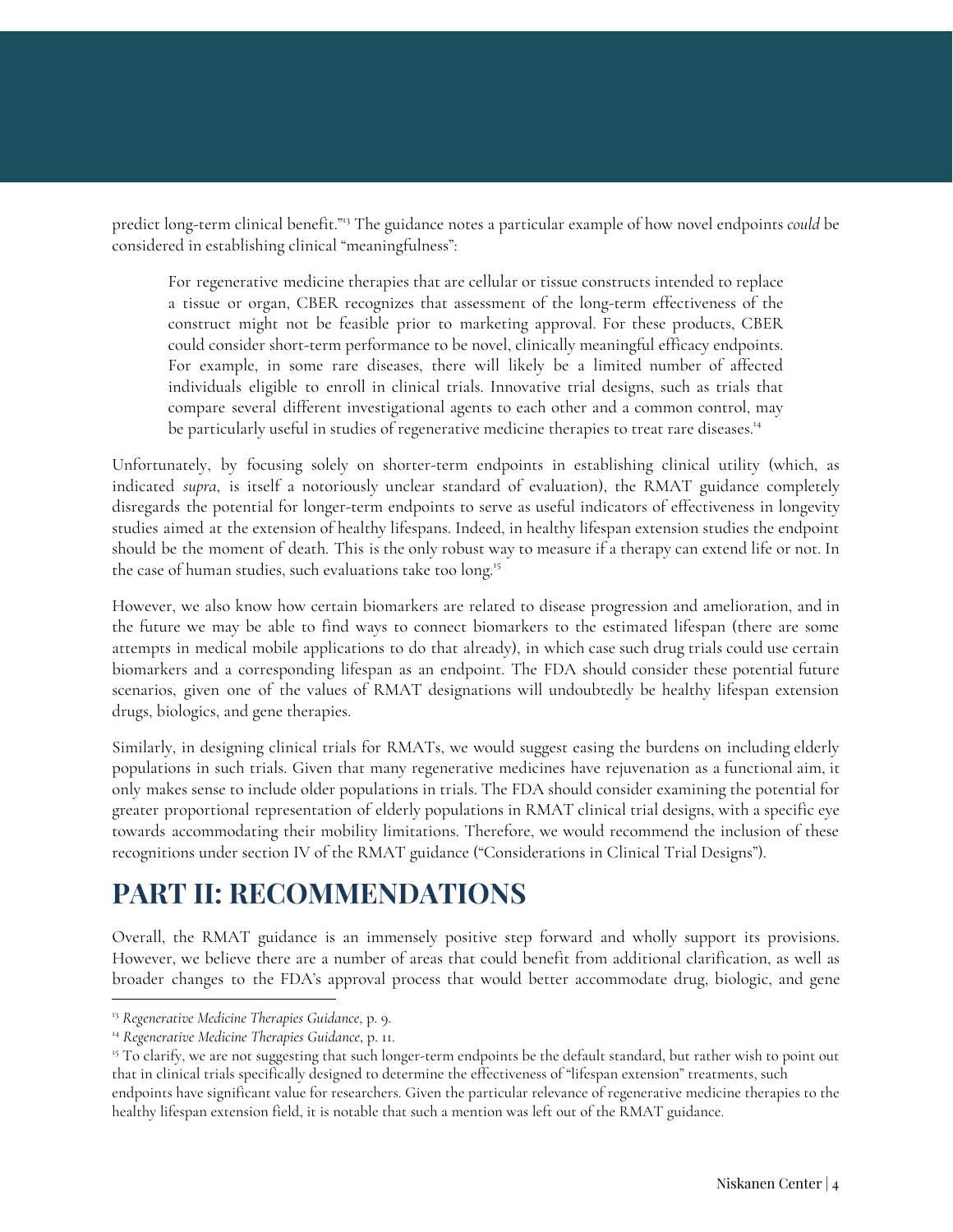predict long-term clinical benefit."[13] The guidance notes a particular example of how novel endpoints *could* be considered in establishing clinical "meaningfulness":

> For regenerative medicine therapies that are cellular or tissue constructs intended to replace a tissue or organ, CBER recognizes that assessment of the long-term effectiveness of the construct might not be feasible prior to marketing approval. For these products, CBER could consider short-term performance to be novel, clinically meaningful efficacy endpoints. For example, in some rare diseases, there will likely be a limited number of affected individuals eligible to enroll in clinical trials. Innovative trial designs, such as trials that compare several different investigational agents to each other and a common control, may be particularly useful in studies of regenerative medicine therapies to treat rare diseases.[14]

Unfortunately, by focusing solely on shorter-term endpoints in establishing clinical utility (which, as indicated *supra*, is itself a notoriously unclear standard of evaluation), the RMAT guidance completely disregards the potential for longer-term endpoints to serve as useful indicators of effectiveness in longevity studies aimed at the extension of healthy lifespans. Indeed, in healthy lifespan extension studies the endpoint should be the moment of death. This is the only robust way to measure if a therapy can extend life or not. In the case of human studies, such evaluations take too long.[15]

However, we also know how certain biomarkers are related to disease progression and amelioration, and in the future we may be able to find ways to connect biomarkers to the estimated lifespan (there are some attempts in medical mobile applications to do that already), in which case such drug trials could use certain biomarkers and a corresponding lifespan as an endpoint. The FDA should consider these potential future scenarios, given one of the values of RMAT designations will undoubtedly be healthy lifespan extension drugs, biologics, and gene therapies.

Similarly, in designing clinical trials for RMATs, we would suggest easing the burdens on including elderly populations in such trials. Given that many regenerative medicines have rejuvenation as a functional aim, it only makes sense to include older populations in trials. The FDA should consider examining the potential for greater proportional representation of elderly populations in RMAT clinical trial designs, with a specific eye towards accommodating their mobility limitations. Therefore, we would recommend the inclusion of these recognitions under section IV of the RMAT guidance ("Considerations in Clinical Trial Designs").

# PART II: RECOMMENDATIONS

Overall, the RMAT guidance is an immensely positive step forward and wholly support its provisions. However, we believe there are a number of areas that could benefit from additional clarification, as well as broader changes to the FDA's approval process that would better accommodate drug, biologic, and gene

---

[13] *Regenerative Medicine Therapies Guidance*, p. 9.

[14] *Regenerative Medicine Therapies Guidance*, p. 11.

[15] To clarify, we are not suggesting that such longer-term endpoints be the default standard, but rather wish to point out that in clinical trials specifically designed to determine the effectiveness of "lifespan extension" treatments, such endpoints have significant value for researchers. Given the particular relevance of regenerative medicine therapies to the healthy lifespan extension field, it is notable that such a mention was left out of the RMAT guidance.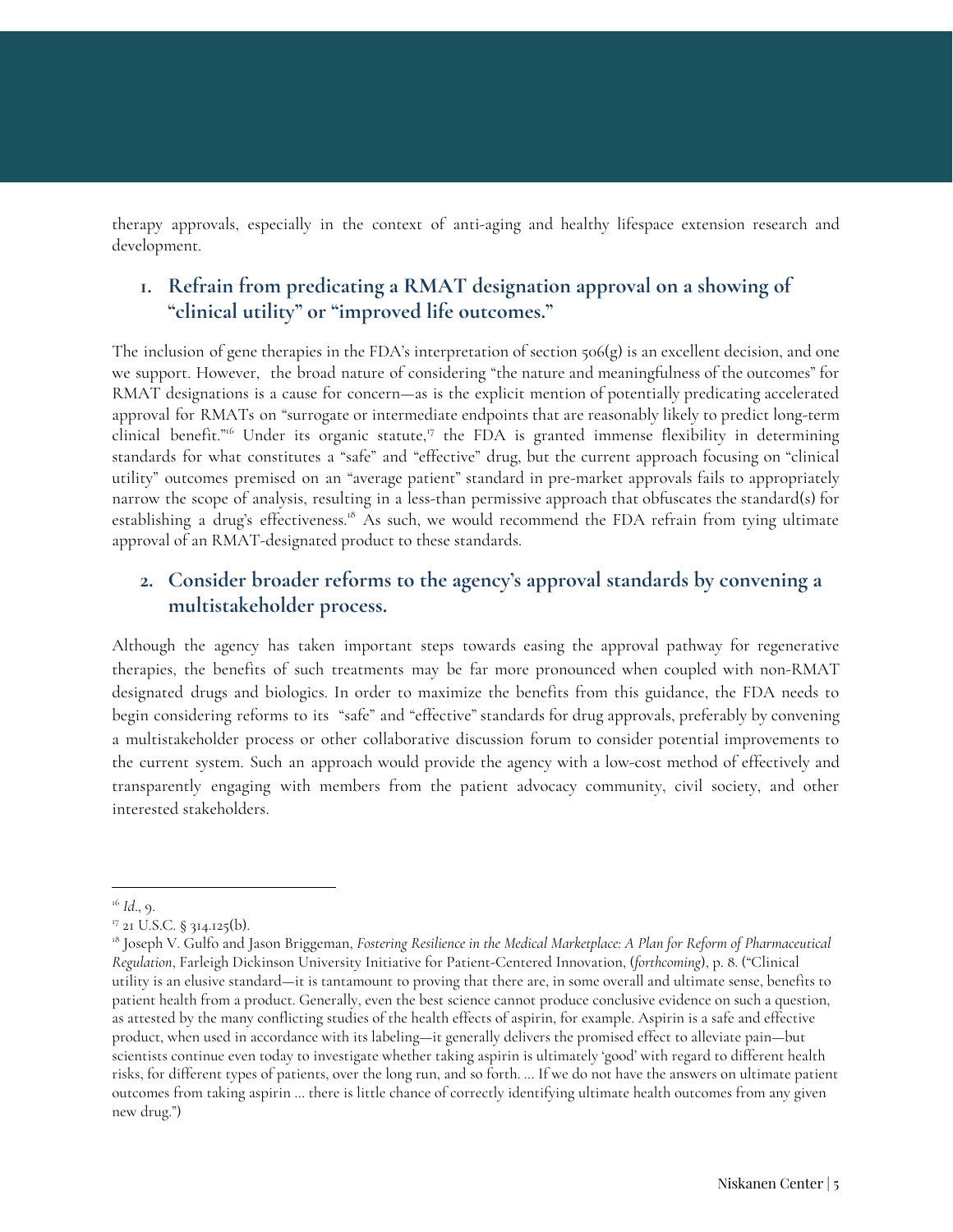therapy approvals, especially in the context of anti-aging and healthy lifespace extension research and development.

## 1. Refrain from predicating a RMAT designation approval on a showing of "clinical utility" or "improved life outcomes."

The inclusion of gene therapies in the FDA's interpretation of section 506(g) is an excellent decision, and one we support. However, the broad nature of considering "the nature and meaningfulness of the outcomes" for RMAT designations is a cause for concern—as is the explicit mention of potentially predicating accelerated approval for RMATs on "surrogate or intermediate endpoints that are reasonably likely to predict long-term clinical benefit."[16] Under its organic statute,[17] the FDA is granted immense flexibility in determining standards for what constitutes a "safe" and "effective" drug, but the current approach focusing on "clinical utility" outcomes premised on an "average patient" standard in pre-market approvals fails to appropriately narrow the scope of analysis, resulting in a less-than permissive approach that obfuscates the standard(s) for establishing a drug's effectiveness.[18] As such, we would recommend the FDA refrain from tying ultimate approval of an RMAT-designated product to these standards.

## 2. Consider broader reforms to the agency's approval standards by convening a multistakeholder process.

Although the agency has taken important steps towards easing the approval pathway for regenerative therapies, the benefits of such treatments may be far more pronounced when coupled with non-RMAT designated drugs and biologics. In order to maximize the benefits from this guidance, the FDA needs to begin considering reforms to its "safe" and "effective" standards for drug approvals, preferably by convening a multistakeholder process or other collaborative discussion forum to consider potential improvements to the current system. Such an approach would provide the agency with a low-cost method of effectively and transparently engaging with members from the patient advocacy community, civil society, and other interested stakeholders.

---

[16] *Id.*, 9.

[17] 21 U.S.C. § 314.125(b).

[18] Joseph V. Gulfo and Jason Briggeman, *Fostering Resilience in the Medical Marketplace: A Plan for Reform of Pharmaceutical Regulation*, Farleigh Dickinson University Initiative for Patient-Centered Innovation, (*forthcoming*), p. 8. ("Clinical utility is an elusive standard—it is tantamount to proving that there are, in some overall and ultimate sense, benefits to patient health from a product. Generally, even the best science cannot produce conclusive evidence on such a question, as attested by the many conflicting studies of the health effects of aspirin, for example. Aspirin is a safe and effective product, when used in accordance with its labeling—it generally delivers the promised effect to alleviate pain—but scientists continue even today to investigate whether taking aspirin is ultimately 'good' with regard to different health risks, for different types of patients, over the long run, and so forth. ... If we do not have the answers on ultimate patient outcomes from taking aspirin ... there is little chance of correctly identifying ultimate health outcomes from any given new drug.")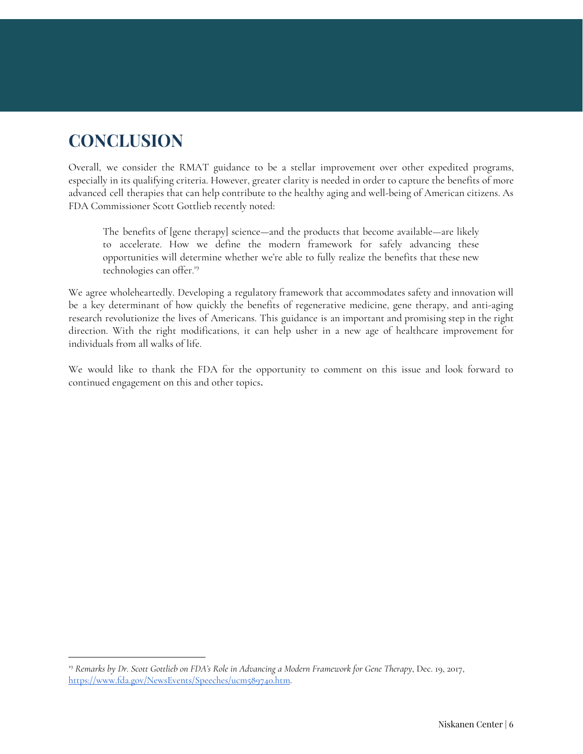# CONCLUSION

Overall, we consider the RMAT guidance to be a stellar improvement over other expedited programs, especially in its qualifying criteria. However, greater clarity is needed in order to capture the benefits of more advanced cell therapies that can help contribute to the healthy aging and well-being of American citizens. As FDA Commissioner Scott Gottlieb recently noted:

> The benefits of [gene therapy] science—and the products that become available—are likely to accelerate. How we define the modern framework for safely advancing these opportunities will determine whether we're able to fully realize the benefits that these new technologies can offer.[19]

We agree wholeheartedly. Developing a regulatory framework that accommodates safety and innovation will be a key determinant of how quickly the benefits of regenerative medicine, gene therapy, and anti-aging research revolutionize the lives of Americans. This guidance is an important and promising step in the right direction. With the right modifications, it can help usher in a new age of healthcare improvement for individuals from all walks of life.

We would like to thank the FDA for the opportunity to comment on this issue and look forward to continued engagement on this and other topics.

---

[19] *Remarks by Dr. Scott Gottlieb on FDA's Role in Advancing a Modern Framework for Gene Therapy*, Dec. 19, 2017, https://www.fda.gov/NewsEvents/Speeches/ucm589740.htm.